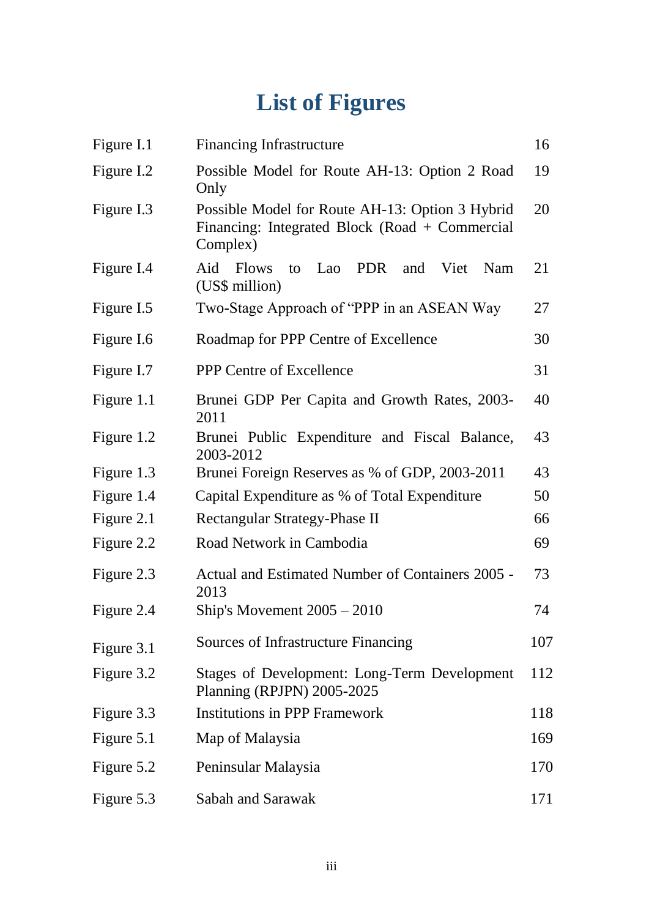# List of Figures

| | | |
|---|---|---|
| Figure I.1 | Financing Infrastructure | 16 |
| Figure I.2 | Possible Model for Route AH-13: Option 2 Road Only | 19 |
| Figure I.3 | Possible Model for Route AH-13: Option 3 Hybrid Financing: Integrated Block (Road + Commercial Complex) | 20 |
| Figure I.4 | Aid Flows to Lao PDR and Viet Nam (US$ million) | 21 |
| Figure I.5 | Two-Stage Approach of "PPP in an ASEAN Way | 27 |
| Figure I.6 | Roadmap for PPP Centre of Excellence | 30 |
| Figure I.7 | PPP Centre of Excellence | 31 |
| Figure 1.1 | Brunei GDP Per Capita and Growth Rates, 2003-2011 | 40 |
| Figure 1.2 | Brunei Public Expenditure and Fiscal Balance, 2003-2012 | 43 |
| Figure 1.3 | Brunei Foreign Reserves as % of GDP, 2003-2011 | 43 |
| Figure 1.4 | Capital Expenditure as % of Total Expenditure | 50 |
| Figure 2.1 | Rectangular Strategy-Phase II | 66 |
| Figure 2.2 | Road Network in Cambodia | 69 |
| Figure 2.3 | Actual and Estimated Number of Containers 2005 - 2013 | 73 |
| Figure 2.4 | Ship's Movement 2005 – 2010 | 74 |
| Figure 3.1 | Sources of Infrastructure Financing | 107 |
| Figure 3.2 | Stages of Development: Long-Term Development Planning (RPJPN) 2005-2025 | 112 |
| Figure 3.3 | Institutions in PPP Framework | 118 |
| Figure 5.1 | Map of Malaysia | 169 |
| Figure 5.2 | Peninsular Malaysia | 170 |
| Figure 5.3 | Sabah and Sarawak | 171 |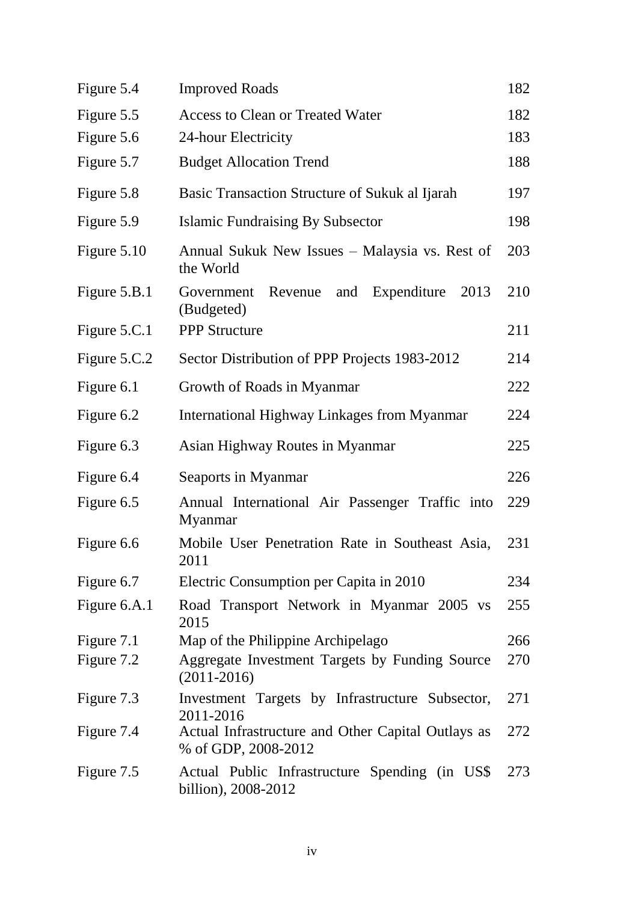| | | |
|---|---|---|
| Figure 5.4 | Improved Roads | 182 |
| Figure 5.5 | Access to Clean or Treated Water | 182 |
| Figure 5.6 | 24-hour Electricity | 183 |
| Figure 5.7 | Budget Allocation Trend | 188 |
| Figure 5.8 | Basic Transaction Structure of Sukuk al Ijarah | 197 |
| Figure 5.9 | Islamic Fundraising By Subsector | 198 |
| Figure 5.10 | Annual Sukuk New Issues – Malaysia vs. Rest of the World | 203 |
| Figure 5.B.1 | Government Revenue and Expenditure 2013 (Budgeted) | 210 |
| Figure 5.C.1 | PPP Structure | 211 |
| Figure 5.C.2 | Sector Distribution of PPP Projects 1983-2012 | 214 |
| Figure 6.1 | Growth of Roads in Myanmar | 222 |
| Figure 6.2 | International Highway Linkages from Myanmar | 224 |
| Figure 6.3 | Asian Highway Routes in Myanmar | 225 |
| Figure 6.4 | Seaports in Myanmar | 226 |
| Figure 6.5 | Annual International Air Passenger Traffic into Myanmar | 229 |
| Figure 6.6 | Mobile User Penetration Rate in Southeast Asia, 2011 | 231 |
| Figure 6.7 | Electric Consumption per Capita in 2010 | 234 |
| Figure 6.A.1 | Road Transport Network in Myanmar 2005 vs 2015 | 255 |
| Figure 7.1 | Map of the Philippine Archipelago | 266 |
| Figure 7.2 | Aggregate Investment Targets by Funding Source (2011-2016) | 270 |
| Figure 7.3 | Investment Targets by Infrastructure Subsector, 2011-2016 | 271 |
| Figure 7.4 | Actual Infrastructure and Other Capital Outlays as % of GDP, 2008-2012 | 272 |
| Figure 7.5 | Actual Public Infrastructure Spending (in US$ billion), 2008-2012 | 273 |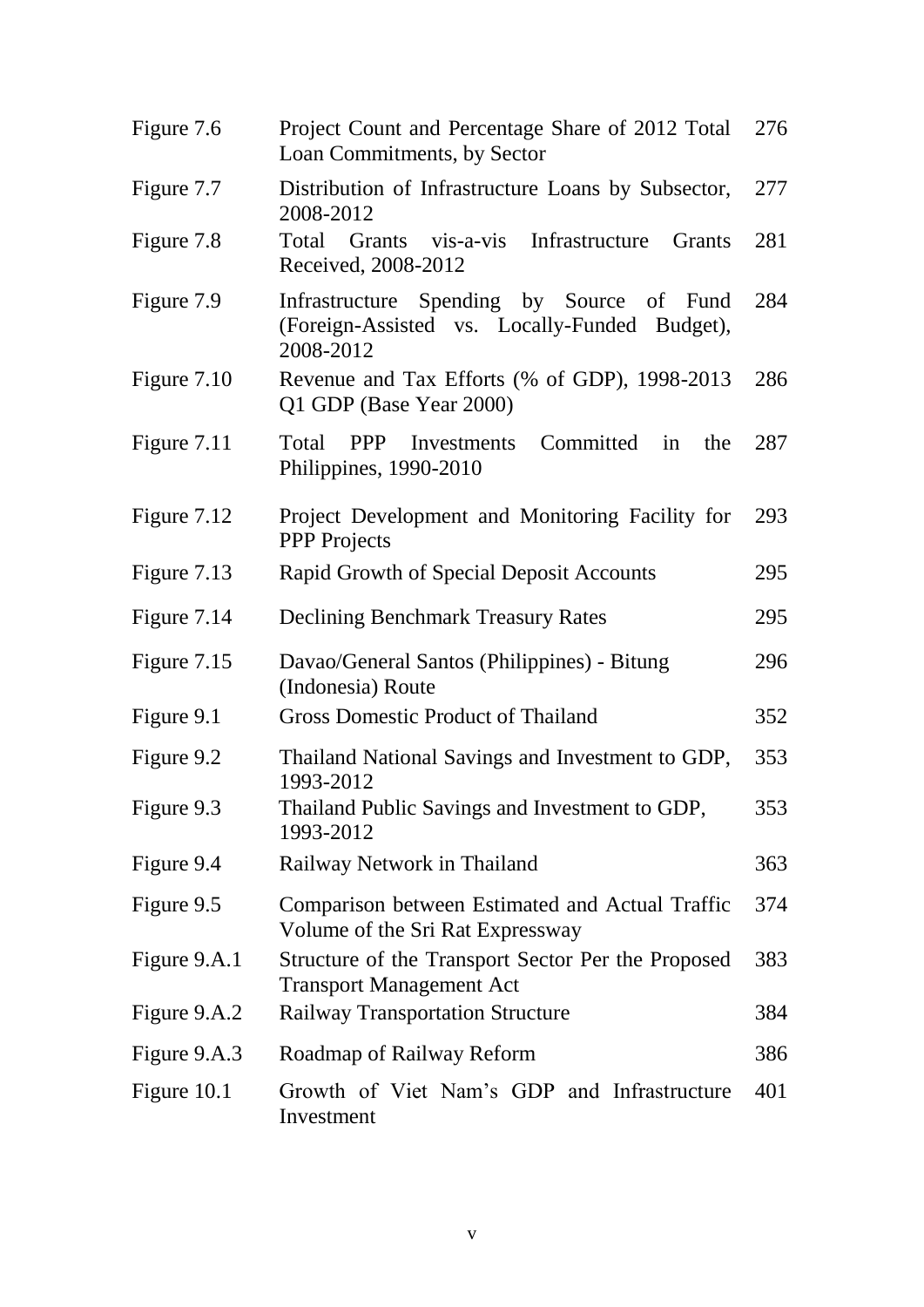| | | |
|---|---|---|
| Figure 7.6 | Project Count and Percentage Share of 2012 Total Loan Commitments, by Sector | 276 |
| Figure 7.7 | Distribution of Infrastructure Loans by Subsector, 2008-2012 | 277 |
| Figure 7.8 | Total Grants vis-a-vis Infrastructure Grants Received, 2008-2012 | 281 |
| Figure 7.9 | Infrastructure Spending by Source of Fund (Foreign-Assisted vs. Locally-Funded Budget), 2008-2012 | 284 |
| Figure 7.10 | Revenue and Tax Efforts (% of GDP), 1998-2013 Q1 GDP (Base Year 2000) | 286 |
| Figure 7.11 | Total PPP Investments Committed in the Philippines, 1990-2010 | 287 |
| Figure 7.12 | Project Development and Monitoring Facility for PPP Projects | 293 |
| Figure 7.13 | Rapid Growth of Special Deposit Accounts | 295 |
| Figure 7.14 | Declining Benchmark Treasury Rates | 295 |
| Figure 7.15 | Davao/General Santos (Philippines) - Bitung (Indonesia) Route | 296 |
| Figure 9.1 | Gross Domestic Product of Thailand | 352 |
| Figure 9.2 | Thailand National Savings and Investment to GDP, 1993-2012 | 353 |
| Figure 9.3 | Thailand Public Savings and Investment to GDP, 1993-2012 | 353 |
| Figure 9.4 | Railway Network in Thailand | 363 |
| Figure 9.5 | Comparison between Estimated and Actual Traffic Volume of the Sri Rat Expressway | 374 |
| Figure 9.A.1 | Structure of the Transport Sector Per the Proposed Transport Management Act | 383 |
| Figure 9.A.2 | Railway Transportation Structure | 384 |
| Figure 9.A.3 | Roadmap of Railway Reform | 386 |
| Figure 10.1 | Growth of Viet Nam's GDP and Infrastructure Investment | 401 |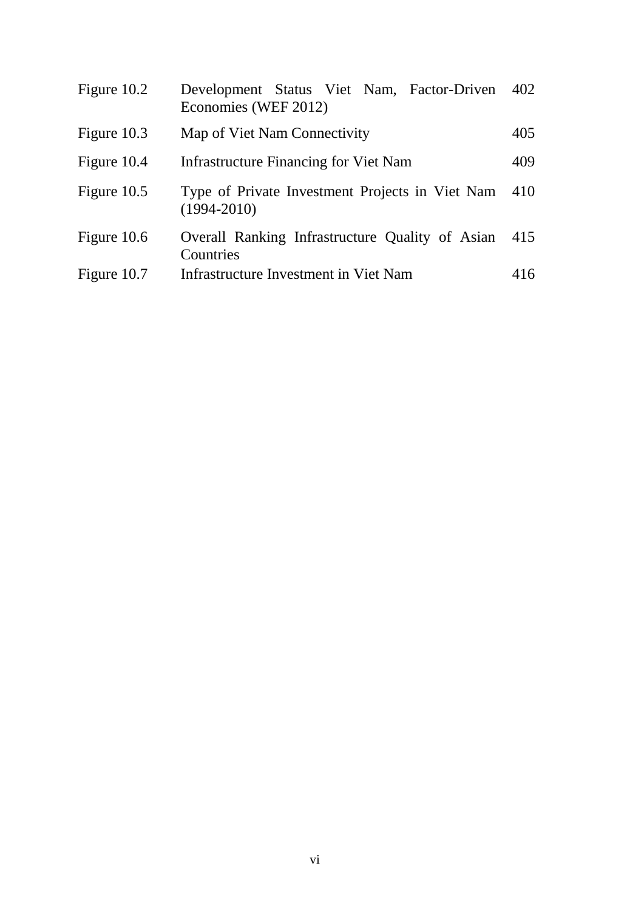| | | |
|---|---|---|
| Figure 10.2 | Development Status Viet Nam, Factor-Driven Economies (WEF 2012) | 402 |
| Figure 10.3 | Map of Viet Nam Connectivity | 405 |
| Figure 10.4 | Infrastructure Financing for Viet Nam | 409 |
| Figure 10.5 | Type of Private Investment Projects in Viet Nam (1994-2010) | 410 |
| Figure 10.6 | Overall Ranking Infrastructure Quality of Asian Countries | 415 |
| Figure 10.7 | Infrastructure Investment in Viet Nam | 416 |